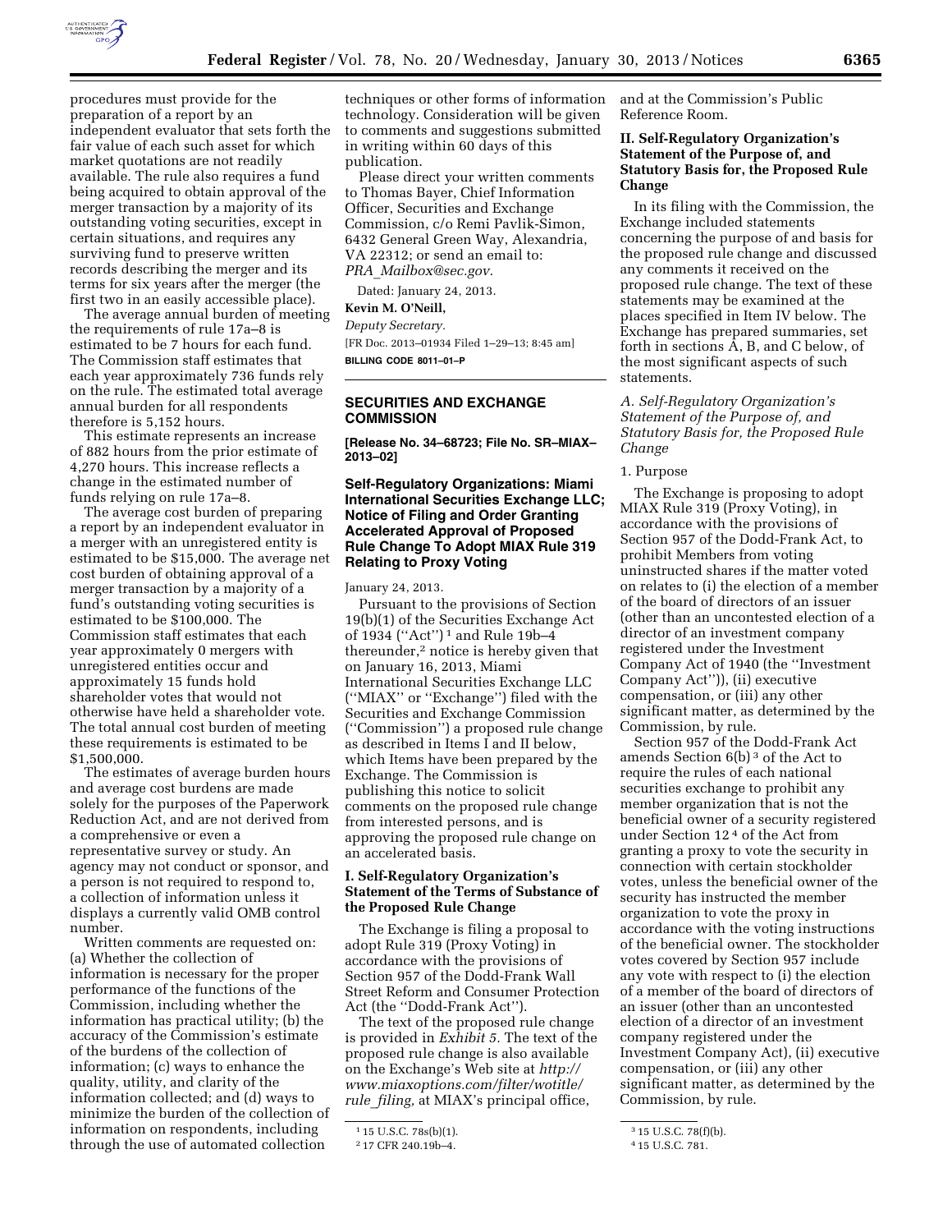procedures must provide for the preparation of a report by an independent evaluator that sets forth the fair value of each such asset for which market quotations are not readily available. The rule also requires a fund being acquired to obtain approval of the merger transaction by a majority of its outstanding voting securities, except in certain situations, and requires any surviving fund to preserve written records describing the merger and its terms for six years after the merger (the first two in an easily accessible place).

The average annual burden of meeting the requirements of rule 17a–8 is estimated to be 7 hours for each fund. The Commission staff estimates that each year approximately 736 funds rely on the rule. The estimated total average annual burden for all respondents therefore is 5,152 hours.

This estimate represents an increase of 882 hours from the prior estimate of 4,270 hours. This increase reflects a change in the estimated number of funds relying on rule 17a–8.

The average cost burden of preparing a report by an independent evaluator in a merger with an unregistered entity is estimated to be $15,000. The average net cost burden of obtaining approval of a merger transaction by a majority of a fund's outstanding voting securities is estimated to be $100,000. The Commission staff estimates that each year approximately 0 mergers with unregistered entities occur and approximately 15 funds hold shareholder votes that would not otherwise have held a shareholder vote. The total annual cost burden of meeting these requirements is estimated to be $1,500,000.

The estimates of average burden hours and average cost burdens are made solely for the purposes of the Paperwork Reduction Act, and are not derived from a comprehensive or even a representative survey or study. An agency may not conduct or sponsor, and a person is not required to respond to, a collection of information unless it displays a currently valid OMB control number.

Written comments are requested on: (a) Whether the collection of information is necessary for the proper performance of the functions of the Commission, including whether the information has practical utility; (b) the accuracy of the Commission's estimate of the burdens of the collection of information; (c) ways to enhance the quality, utility, and clarity of the information collected; and (d) ways to minimize the burden of the collection of information on respondents, including through the use of automated collection techniques or other forms of information technology. Consideration will be given to comments and suggestions submitted in writing within 60 days of this publication.

Please direct your written comments to Thomas Bayer, Chief Information Officer, Securities and Exchange Commission, c/o Remi Pavlik-Simon, 6432 General Green Way, Alexandria, VA 22312; or send an email to: *PRA_Mailbox@sec.gov.*

Dated: January 24, 2013.

**Kevin M. O'Neill,**

*Deputy Secretary.*

[FR Doc. 2013–01934 Filed 1–29–13; 8:45 am]

**BILLING CODE 8011–01–P**

## SECURITIES AND EXCHANGE COMMISSION

**[Release No. 34–68723; File No. SR–MIAX–2013–02]**

## Self-Regulatory Organizations: Miami International Securities Exchange LLC; Notice of Filing and Order Granting Accelerated Approval of Proposed Rule Change To Adopt MIAX Rule 319 Relating to Proxy Voting

January 24, 2013.

Pursuant to the provisions of Section 19(b)(1) of the Securities Exchange Act of 1934 ("Act")[1] and Rule 19b–4 thereunder,[2] notice is hereby given that on January 16, 2013, Miami International Securities Exchange LLC ("MIAX" or "Exchange") filed with the Securities and Exchange Commission ("Commission") a proposed rule change as described in Items I and II below, which Items have been prepared by the Exchange. The Commission is publishing this notice to solicit comments on the proposed rule change from interested persons, and is approving the proposed rule change on an accelerated basis.

### I. Self-Regulatory Organization's Statement of the Terms of Substance of the Proposed Rule Change

The Exchange is filing a proposal to adopt Rule 319 (Proxy Voting) in accordance with the provisions of Section 957 of the Dodd-Frank Wall Street Reform and Consumer Protection Act (the "Dodd-Frank Act").

The text of the proposed rule change is provided in *Exhibit 5.* The text of the proposed rule change is also available on the Exchange's Web site at *http://www.miaxoptions.com/filter/wotitle/rule_filing,* at MIAX's principal office, and at the Commission's Public Reference Room.

### II. Self-Regulatory Organization's Statement of the Purpose of, and Statutory Basis for, the Proposed Rule Change

In its filing with the Commission, the Exchange included statements concerning the purpose of and basis for the proposed rule change and discussed any comments it received on the proposed rule change. The text of these statements may be examined at the places specified in Item IV below. The Exchange has prepared summaries, set forth in sections A, B, and C below, of the most significant aspects of such statements.

*A. Self-Regulatory Organization's Statement of the Purpose of, and Statutory Basis for, the Proposed Rule Change*

1. Purpose

The Exchange is proposing to adopt MIAX Rule 319 (Proxy Voting), in accordance with the provisions of Section 957 of the Dodd-Frank Act, to prohibit Members from voting uninstructed shares if the matter voted on relates to (i) the election of a member of the board of directors of an issuer (other than an uncontested election of a director of an investment company registered under the Investment Company Act of 1940 (the "Investment Company Act")), (ii) executive compensation, or (iii) any other significant matter, as determined by the Commission, by rule.

Section 957 of the Dodd-Frank Act amends Section 6(b)[3] of the Act to require the rules of each national securities exchange to prohibit any member organization that is not the beneficial owner of a security registered under Section 12[4] of the Act from granting a proxy to vote the security in connection with certain stockholder votes, unless the beneficial owner of the security has instructed the member organization to vote the proxy in accordance with the voting instructions of the beneficial owner. The stockholder votes covered by Section 957 include any vote with respect to (i) the election of a member of the board of directors of an issuer (other than an uncontested election of a director of an investment company registered under the Investment Company Act), (ii) executive compensation, or (iii) any other significant matter, as determined by the Commission, by rule.

[1] 15 U.S.C. 78s(b)(1).

[2] 17 CFR 240.19b–4.

[3] 15 U.S.C. 78(f)(b).

[4] 15 U.S.C. 781.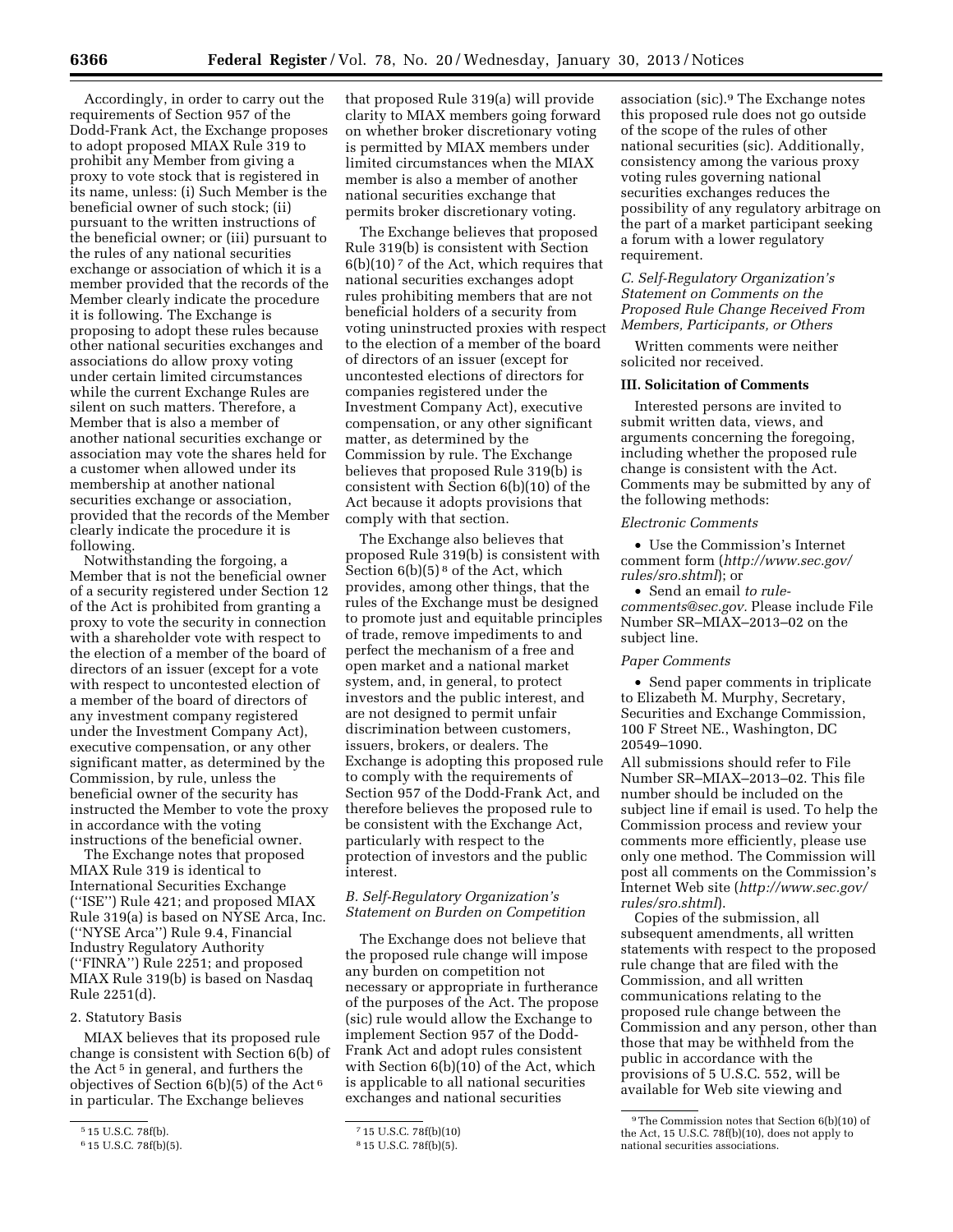Accordingly, in order to carry out the requirements of Section 957 of the Dodd-Frank Act, the Exchange proposes to adopt proposed MIAX Rule 319 to prohibit any Member from giving a proxy to vote stock that is registered in its name, unless: (i) Such Member is the beneficial owner of such stock; (ii) pursuant to the written instructions of the beneficial owner; or (iii) pursuant to the rules of any national securities exchange or association of which it is a member provided that the records of the Member clearly indicate the procedure it is following. The Exchange is proposing to adopt these rules because other national securities exchanges and associations do allow proxy voting under certain limited circumstances while the current Exchange Rules are silent on such matters. Therefore, a Member that is also a member of another national securities exchange or association may vote the shares held for a customer when allowed under its membership at another national securities exchange or association, provided that the records of the Member clearly indicate the procedure it is following.

Notwithstanding the forgoing, a Member that is not the beneficial owner of a security registered under Section 12 of the Act is prohibited from granting a proxy to vote the security in connection with a shareholder vote with respect to the election of a member of the board of directors of an issuer (except for a vote with respect to uncontested election of a member of the board of directors of any investment company registered under the Investment Company Act), executive compensation, or any other significant matter, as determined by the Commission, by rule, unless the beneficial owner of the security has instructed the Member to vote the proxy in accordance with the voting instructions of the beneficial owner.

The Exchange notes that proposed MIAX Rule 319 is identical to International Securities Exchange (''ISE'') Rule 421; and proposed MIAX Rule 319(a) is based on NYSE Arca, Inc. (''NYSE Arca'') Rule 9.4, Financial Industry Regulatory Authority (''FINRA'') Rule 2251; and proposed MIAX Rule 319(b) is based on Nasdaq Rule 2251(d).

2. Statutory Basis

MIAX believes that its proposed rule change is consistent with Section 6(b) of the Act [5] in general, and furthers the objectives of Section 6(b)(5) of the Act [6] in particular. The Exchange believes that proposed Rule 319(a) will provide clarity to MIAX members going forward on whether broker discretionary voting is permitted by MIAX members under limited circumstances when the MIAX member is also a member of another national securities exchange that permits broker discretionary voting.

The Exchange believes that proposed Rule 319(b) is consistent with Section 6(b)(10) [7] of the Act, which requires that national securities exchanges adopt rules prohibiting members that are not beneficial holders of a security from voting uninstructed proxies with respect to the election of a member of the board of directors of an issuer (except for uncontested elections of directors for companies registered under the Investment Company Act), executive compensation, or any other significant matter, as determined by the Commission by rule. The Exchange believes that proposed Rule 319(b) is consistent with Section 6(b)(10) of the Act because it adopts provisions that comply with that section.

The Exchange also believes that proposed Rule 319(b) is consistent with Section 6(b)(5) [8] of the Act, which provides, among other things, that the rules of the Exchange must be designed to promote just and equitable principles of trade, remove impediments to and perfect the mechanism of a free and open market and a national market system, and, in general, to protect investors and the public interest, and are not designed to permit unfair discrimination between customers, issuers, brokers, or dealers. The Exchange is adopting this proposed rule to comply with the requirements of Section 957 of the Dodd-Frank Act, and therefore believes the proposed rule to be consistent with the Exchange Act, particularly with respect to the protection of investors and the public interest.

*B. Self-Regulatory Organization's Statement on Burden on Competition*

The Exchange does not believe that the proposed rule change will impose any burden on competition not necessary or appropriate in furtherance of the purposes of the Act. The propose (sic) rule would allow the Exchange to implement Section 957 of the Dodd-Frank Act and adopt rules consistent with Section 6(b)(10) of the Act, which is applicable to all national securities exchanges and national securities association (sic).[9] The Exchange notes this proposed rule does not go outside of the scope of the rules of other national securities (sic). Additionally, consistency among the various proxy voting rules governing national securities exchanges reduces the possibility of any regulatory arbitrage on the part of a market participant seeking a forum with a lower regulatory requirement.

*C. Self-Regulatory Organization's Statement on Comments on the Proposed Rule Change Received From Members, Participants, or Others*

Written comments were neither solicited nor received.

**III. Solicitation of Comments**

Interested persons are invited to submit written data, views, and arguments concerning the foregoing, including whether the proposed rule change is consistent with the Act. Comments may be submitted by any of the following methods:

*Electronic Comments*

- Use the Commission's Internet comment form (*http://www.sec.gov/rules/sro.shtml*); or
- Send an email *to rule-comments@sec.gov.* Please include File Number SR–MIAX–2013–02 on the subject line.

*Paper Comments*

- Send paper comments in triplicate to Elizabeth M. Murphy, Secretary, Securities and Exchange Commission, 100 F Street NE., Washington, DC 20549–1090.

All submissions should refer to File Number SR–MIAX–2013–02. This file number should be included on the subject line if email is used. To help the Commission process and review your comments more efficiently, please use only one method. The Commission will post all comments on the Commission's Internet Web site (*http://www.sec.gov/rules/sro.shtml*).

Copies of the submission, all subsequent amendments, all written statements with respect to the proposed rule change that are filed with the Commission, and all written communications relating to the proposed rule change between the Commission and any person, other than those that may be withheld from the public in accordance with the provisions of 5 U.S.C. 552, will be available for Web site viewing and

---

[5] 15 U.S.C. 78f(b).

[6] 15 U.S.C. 78f(b)(5).

[7] 15 U.S.C. 78f(b)(10)

[8] 15 U.S.C. 78f(b)(5).

[9] The Commission notes that Section 6(b)(10) of the Act, 15 U.S.C. 78f(b)(10), does not apply to national securities associations.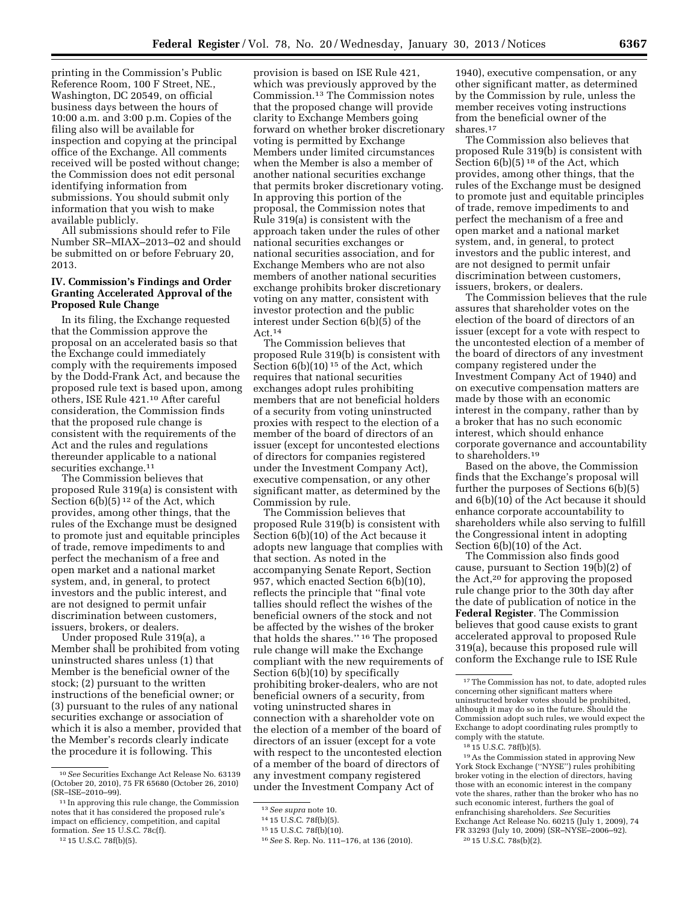printing in the Commission's Public Reference Room, 100 F Street, NE., Washington, DC 20549, on official business days between the hours of 10:00 a.m. and 3:00 p.m. Copies of the filing also will be available for inspection and copying at the principal office of the Exchange. All comments received will be posted without change; the Commission does not edit personal identifying information from submissions. You should submit only information that you wish to make available publicly.

All submissions should refer to File Number SR–MIAX–2013–02 and should be submitted on or before February 20, 2013.

## IV. Commission's Findings and Order Granting Accelerated Approval of the Proposed Rule Change

In its filing, the Exchange requested that the Commission approve the proposal on an accelerated basis so that the Exchange could immediately comply with the requirements imposed by the Dodd-Frank Act, and because the proposed rule text is based upon, among others, ISE Rule 421.[10] After careful consideration, the Commission finds that the proposed rule change is consistent with the requirements of the Act and the rules and regulations thereunder applicable to a national securities exchange.[11]

The Commission believes that proposed Rule 319(a) is consistent with Section 6(b)(5)[12] of the Act, which provides, among other things, that the rules of the Exchange must be designed to promote just and equitable principles of trade, remove impediments to and perfect the mechanism of a free and open market and a national market system, and, in general, to protect investors and the public interest, and are not designed to permit unfair discrimination between customers, issuers, brokers, or dealers.

Under proposed Rule 319(a), a Member shall be prohibited from voting uninstructed shares unless (1) that Member is the beneficial owner of the stock; (2) pursuant to the written instructions of the beneficial owner; or (3) pursuant to the rules of any national securities exchange or association of which it is also a member, provided that the Member's records clearly indicate the procedure it is following. This provision is based on ISE Rule 421, which was previously approved by the Commission.[13] The Commission notes that the proposed change will provide clarity to Exchange Members going forward on whether broker discretionary voting is permitted by Exchange Members under limited circumstances when the Member is also a member of another national securities exchange that permits broker discretionary voting. In approving this portion of the proposal, the Commission notes that Rule 319(a) is consistent with the approach taken under the rules of other national securities exchanges or national securities association, and for Exchange Members who are not also members of another national securities exchange prohibits broker discretionary voting on any matter, consistent with investor protection and the public interest under Section 6(b)(5) of the Act.[14]

The Commission believes that proposed Rule 319(b) is consistent with Section 6(b)(10)[15] of the Act, which requires that national securities exchanges adopt rules prohibiting members that are not beneficial holders of a security from voting uninstructed proxies with respect to the election of a member of the board of directors of an issuer (except for uncontested elections of directors for companies registered under the Investment Company Act), executive compensation, or any other significant matter, as determined by the Commission by rule.

The Commission believes that proposed Rule 319(b) is consistent with Section 6(b)(10) of the Act because it adopts new language that complies with that section. As noted in the accompanying Senate Report, Section 957, which enacted Section 6(b)(10), reflects the principle that "final vote tallies should reflect the wishes of the beneficial owners of the stock and not be affected by the wishes of the broker that holds the shares."[16] The proposed rule change will make the Exchange compliant with the new requirements of Section 6(b)(10) by specifically prohibiting broker-dealers, who are not beneficial owners of a security, from voting uninstructed shares in connection with a shareholder vote on the election of a member of the board of directors of an issuer (except for a vote with respect to the uncontested election of a member of the board of directors of any investment company registered under the Investment Company Act of 1940), executive compensation, or any other significant matter, as determined by the Commission by rule, unless the member receives voting instructions from the beneficial owner of the shares.[17]

The Commission also believes that proposed Rule 319(b) is consistent with Section 6(b)(5)[18] of the Act, which provides, among other things, that the rules of the Exchange must be designed to promote just and equitable principles of trade, remove impediments to and perfect the mechanism of a free and open market and a national market system, and, in general, to protect investors and the public interest, and are not designed to permit unfair discrimination between customers, issuers, brokers, or dealers.

The Commission believes that the rule assures that shareholder votes on the election of the board of directors of an issuer (except for a vote with respect to the uncontested election of a member of the board of directors of any investment company registered under the Investment Company Act of 1940) and on executive compensation matters are made by those with an economic interest in the company, rather than by a broker that has no such economic interest, which should enhance corporate governance and accountability to shareholders.[19]

Based on the above, the Commission finds that the Exchange's proposal will further the purposes of Sections 6(b)(5) and 6(b)(10) of the Act because it should enhance corporate accountability to shareholders while also serving to fulfill the Congressional intent in adopting Section 6(b)(10) of the Act.

The Commission also finds good cause, pursuant to Section 19(b)(2) of the Act,[20] for approving the proposed rule change prior to the 30th day after the date of publication of notice in the **Federal Register**. The Commission believes that good cause exists to grant accelerated approval to proposed Rule 319(a), because this proposed rule will conform the Exchange rule to ISE Rule

---

[10] *See* Securities Exchange Act Release No. 63139 (October 20, 2010), 75 FR 65680 (October 26, 2010) (SR–ISE–2010–99).

[11] In approving this rule change, the Commission notes that it has considered the proposed rule's impact on efficiency, competition, and capital formation. *See* 15 U.S.C. 78c(f).

[12] 15 U.S.C. 78f(b)(5).

[13] *See supra* note 10.

[14] 15 U.S.C. 78f(b)(5).

[15] 15 U.S.C. 78f(b)(10).

[16] *See* S. Rep. No. 111–176, at 136 (2010).

[17] The Commission has not, to date, adopted rules concerning other significant matters where uninstructed broker votes should be prohibited, although it may do so in the future. Should the Commission adopt such rules, we would expect the Exchange to adopt coordinating rules promptly to comply with the statute.

[18] 15 U.S.C. 78f(b)(5).

[19] As the Commission stated in approving New York Stock Exchange ("NYSE") rules prohibiting broker voting in the election of directors, having those with an economic interest in the company vote the shares, rather than the broker who has no such economic interest, furthers the goal of enfranchising shareholders. *See* Securities Exchange Act Release No. 60215 (July 1, 2009), 74 FR 33293 (July 10, 2009) (SR–NYSE–2006–92).

[20] 15 U.S.C. 78s(b)(2).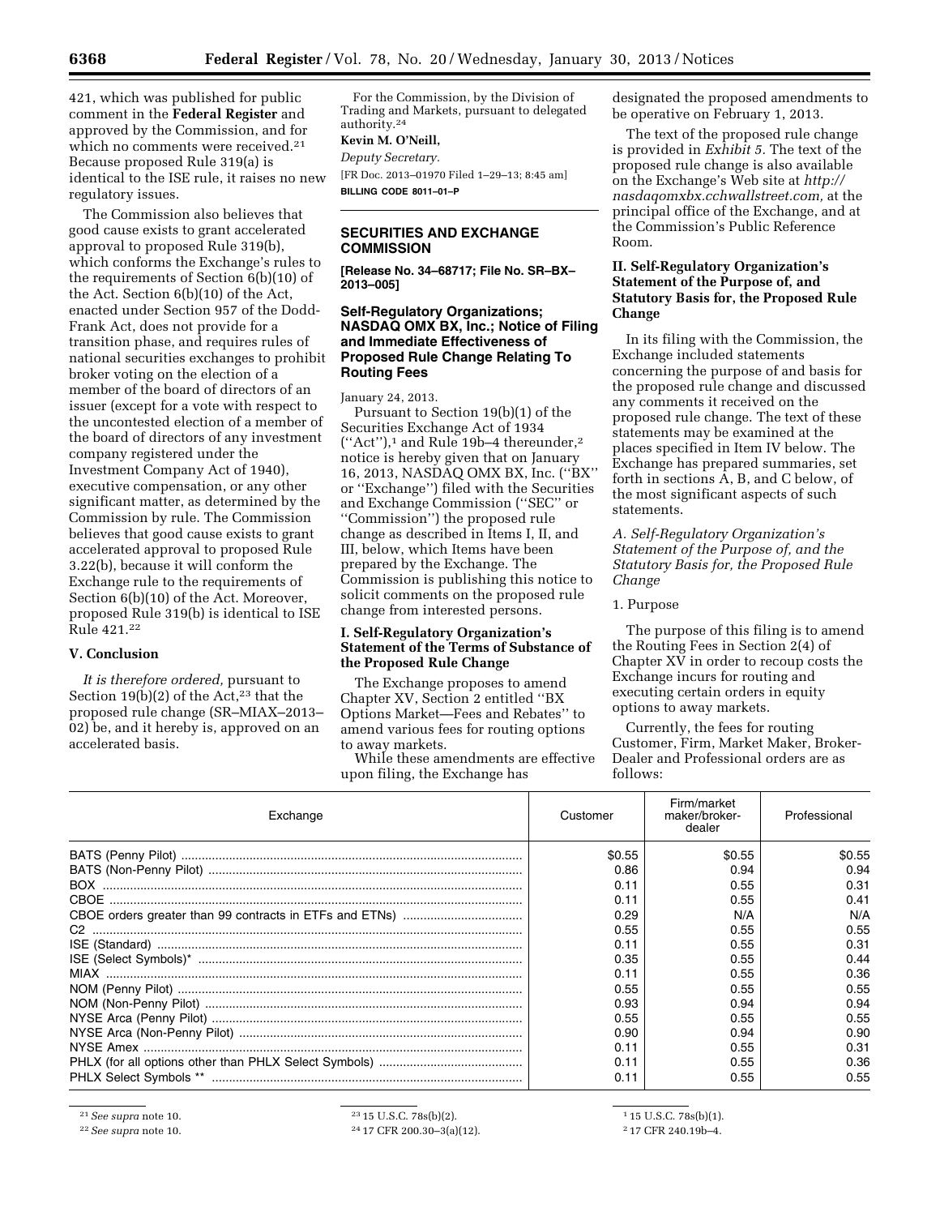421, which was published for public comment in the **Federal Register** and approved by the Commission, and for which no comments were received.[21] Because proposed Rule 319(a) is identical to the ISE rule, it raises no new regulatory issues.

The Commission also believes that good cause exists to grant accelerated approval to proposed Rule 319(b), which conforms the Exchange's rules to the requirements of Section 6(b)(10) of the Act. Section 6(b)(10) of the Act, enacted under Section 957 of the Dodd-Frank Act, does not provide for a transition phase, and requires rules of national securities exchanges to prohibit broker voting on the election of a member of the board of directors of an issuer (except for a vote with respect to the uncontested election of a member of the board of directors of any investment company registered under the Investment Company Act of 1940), executive compensation, or any other significant matter, as determined by the Commission by rule. The Commission believes that good cause exists to grant accelerated approval to proposed Rule 3.22(b), because it will conform the Exchange rule to the requirements of Section 6(b)(10) of the Act. Moreover, proposed Rule 319(b) is identical to ISE Rule 421.[22]

## V. Conclusion

*It is therefore ordered,* pursuant to Section 19(b)(2) of the Act,[23] that the proposed rule change (SR–MIAX–2013–02) be, and it hereby is, approved on an accelerated basis.

For the Commission, by the Division of Trading and Markets, pursuant to delegated authority.[24]

**Kevin M. O'Neill,**

*Deputy Secretary.*

[FR Doc. 2013–01970 Filed 1–29–13; 8:45 am]

**BILLING CODE 8011–01–P**

---

## SECURITIES AND EXCHANGE COMMISSION

**[Release No. 34–68717; File No. SR–BX–2013–005]**

## Self-Regulatory Organizations; NASDAQ OMX BX, Inc.; Notice of Filing and Immediate Effectiveness of Proposed Rule Change Relating To Routing Fees

January 24, 2013.

Pursuant to Section 19(b)(1) of the Securities Exchange Act of 1934 (''Act''),[1] and Rule 19b–4 thereunder,[2] notice is hereby given that on January 16, 2013, NASDAQ OMX BX, Inc. (''BX'' or ''Exchange'') filed with the Securities and Exchange Commission (''SEC'' or ''Commission'') the proposed rule change as described in Items I, II, and III, below, which Items have been prepared by the Exchange. The Commission is publishing this notice to solicit comments on the proposed rule change from interested persons.

### I. Self-Regulatory Organization's Statement of the Terms of Substance of the Proposed Rule Change

The Exchange proposes to amend Chapter XV, Section 2 entitled ''BX Options Market—Fees and Rebates'' to amend various fees for routing options to away markets.

While these amendments are effective upon filing, the Exchange has designated the proposed amendments to be operative on February 1, 2013.

The text of the proposed rule change is provided in *Exhibit 5.* The text of the proposed rule change is also available on the Exchange's Web site at *http://nasdaqomxbx.cchwallstreet.com,* at the principal office of the Exchange, and at the Commission's Public Reference Room.

### II. Self-Regulatory Organization's Statement of the Purpose of, and Statutory Basis for, the Proposed Rule Change

In its filing with the Commission, the Exchange included statements concerning the purpose of and basis for the proposed rule change and discussed any comments it received on the proposed rule change. The text of these statements may be examined at the places specified in Item IV below. The Exchange has prepared summaries, set forth in sections A, B, and C below, of the most significant aspects of such statements.

*A. Self-Regulatory Organization's Statement of the Purpose of, and the Statutory Basis for, the Proposed Rule Change*

1. Purpose

The purpose of this filing is to amend the Routing Fees in Section 2(4) of Chapter XV in order to recoup costs the Exchange incurs for routing and executing certain orders in equity options to away markets.

Currently, the fees for routing Customer, Firm, Market Maker, Broker-Dealer and Professional orders are as follows:

| Exchange | Customer | Firm/market maker/broker-dealer | Professional |
|---|---|---|---|
| BATS (Penny Pilot) | $0.55 | $0.55 | $0.55 |
| BATS (Non-Penny Pilot) | 0.86 | 0.94 | 0.94 |
| BOX | 0.11 | 0.55 | 0.31 |
| CBOE | 0.11 | 0.55 | 0.41 |
| CBOE orders greater than 99 contracts in ETFs and ETNs | 0.29 | N/A | N/A |
| C2 | 0.55 | 0.55 | 0.55 |
| ISE (Standard) | 0.11 | 0.55 | 0.31 |
| ISE (Select Symbols)* | 0.35 | 0.55 | 0.44 |
| MIAX | 0.11 | 0.55 | 0.36 |
| NOM (Penny Pilot) | 0.55 | 0.55 | 0.55 |
| NOM (Non-Penny Pilot) | 0.93 | 0.94 | 0.94 |
| NYSE Arca (Penny Pilot) | 0.55 | 0.55 | 0.55 |
| NYSE Arca (Non-Penny Pilot) | 0.90 | 0.94 | 0.90 |
| NYSE Amex | 0.11 | 0.55 | 0.31 |
| PHLX (for all options other than PHLX Select Symbols) | 0.11 | 0.55 | 0.36 |
| PHLX Select Symbols ** | 0.11 | 0.55 | 0.55 |

[21] *See supra* note 10.

[22] *See supra* note 10.

[23] 15 U.S.C. 78s(b)(2).

[24] 17 CFR 200.30–3(a)(12).

[1] 15 U.S.C. 78s(b)(1).

[2] 17 CFR 240.19b–4.